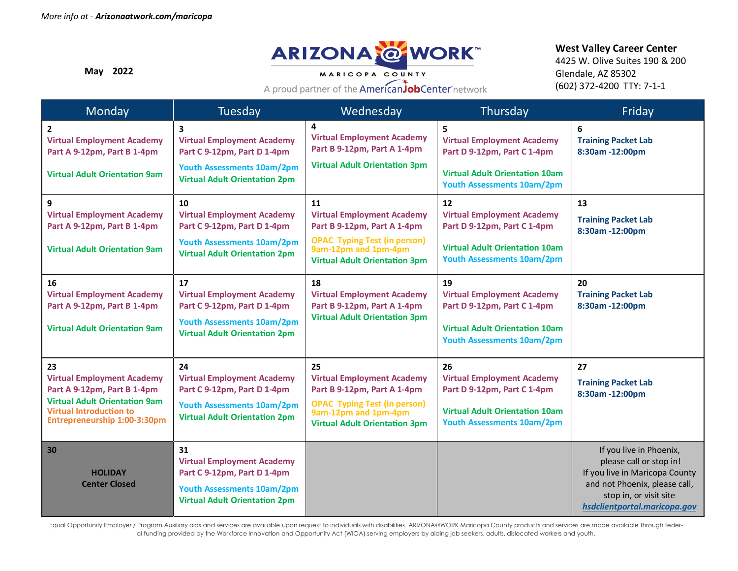*More info at -* ***Arizonaatwork.com/maricopa***

**May 2022**

ARIZONA@WORK
MARICOPA COUNTY
A proud partner of the AmericanJobCenter network

**West Valley Career Center**
4425 W. Olive Suites 190 & 200
Glendale, AZ 85302
(602) 372-4200 TTY: 7-1-1

| Monday | Tuesday | Wednesday | Thursday | Friday |
|---|---|---|---|---|
| **2**<br>**Virtual Employment Academy Part A 9-12pm, Part B 1-4pm**<br>**Virtual Adult Orientation 9am** | **3**<br>**Virtual Employment Academy Part C 9-12pm, Part D 1-4pm**<br>**Youth Assessments 10am/2pm**<br>**Virtual Adult Orientation 2pm** | **4**<br>**Virtual Employment Academy Part B 9-12pm, Part A 1-4pm**<br>**Virtual Adult Orientation 3pm** | **5**<br>**Virtual Employment Academy Part D 9-12pm, Part C 1-4pm**<br>**Virtual Adult Orientation 10am**<br>**Youth Assessments 10am/2pm** | **6**<br>**Training Packet Lab 8:30am -12:00pm** |
| **9**<br>**Virtual Employment Academy Part A 9-12pm, Part B 1-4pm**<br>**Virtual Adult Orientation 9am** | **10**<br>**Virtual Employment Academy Part C 9-12pm, Part D 1-4pm**<br>**Youth Assessments 10am/2pm**<br>**Virtual Adult Orientation 2pm** | **11**<br>**Virtual Employment Academy Part B 9-12pm, Part A 1-4pm**<br>**OPAC Typing Test (in person) 9am-12pm and 1pm-4pm**<br>**Virtual Adult Orientation 3pm** | **12**<br>**Virtual Employment Academy Part D 9-12pm, Part C 1-4pm**<br>**Virtual Adult Orientation 10am**<br>**Youth Assessments 10am/2pm** | **13**<br>**Training Packet Lab 8:30am -12:00pm** |
| **16**<br>**Virtual Employment Academy Part A 9-12pm, Part B 1-4pm**<br>**Virtual Adult Orientation 9am** | **17**<br>**Virtual Employment Academy Part C 9-12pm, Part D 1-4pm**<br>**Youth Assessments 10am/2pm**<br>**Virtual Adult Orientation 2pm** | **18**<br>**Virtual Employment Academy Part B 9-12pm, Part A 1-4pm**<br>**Virtual Adult Orientation 3pm** | **19**<br>**Virtual Employment Academy Part D 9-12pm, Part C 1-4pm**<br>**Virtual Adult Orientation 10am**<br>**Youth Assessments 10am/2pm** | **20**<br>**Training Packet Lab 8:30am -12:00pm** |
| **23**<br>**Virtual Employment Academy Part A 9-12pm, Part B 1-4pm**<br>**Virtual Adult Orientation 9am**<br>**Virtual Introduction to Entrepreneurship 1:00-3:30pm** | **24**<br>**Virtual Employment Academy Part C 9-12pm, Part D 1-4pm**<br>**Youth Assessments 10am/2pm**<br>**Virtual Adult Orientation 2pm** | **25**<br>**Virtual Employment Academy Part B 9-12pm, Part A 1-4pm**<br>**OPAC Typing Test (in person) 9am-12pm and 1pm-4pm**<br>**Virtual Adult Orientation 3pm** | **26**<br>**Virtual Employment Academy Part D 9-12pm, Part C 1-4pm**<br>**Virtual Adult Orientation 10am**<br>**Youth Assessments 10am/2pm** | **27**<br>**Training Packet Lab 8:30am -12:00pm** |
| **30**<br>**HOLIDAY**<br>**Center Closed** | **31**<br>**Virtual Employment Academy Part C 9-12pm, Part D 1-4pm**<br>**Youth Assessments 10am/2pm**<br>**Virtual Adult Orientation 2pm** | | | If you live in Phoenix, please call or stop in!<br>If you live in Maricopa County and not Phoenix, please call, stop in, or visit site ***hsdclientportal.maricopa.gov*** |

Equal Opportunity Employer / Program Auxiliary aids and services are available upon request to individuals with disabilities. ARIZONA@WORK Maricopa County products and services are made available through federal funding provided by the Workforce Innovation and Opportunity Act (WIOA) serving employers by aiding job seekers, adults, dislocated workers and youth.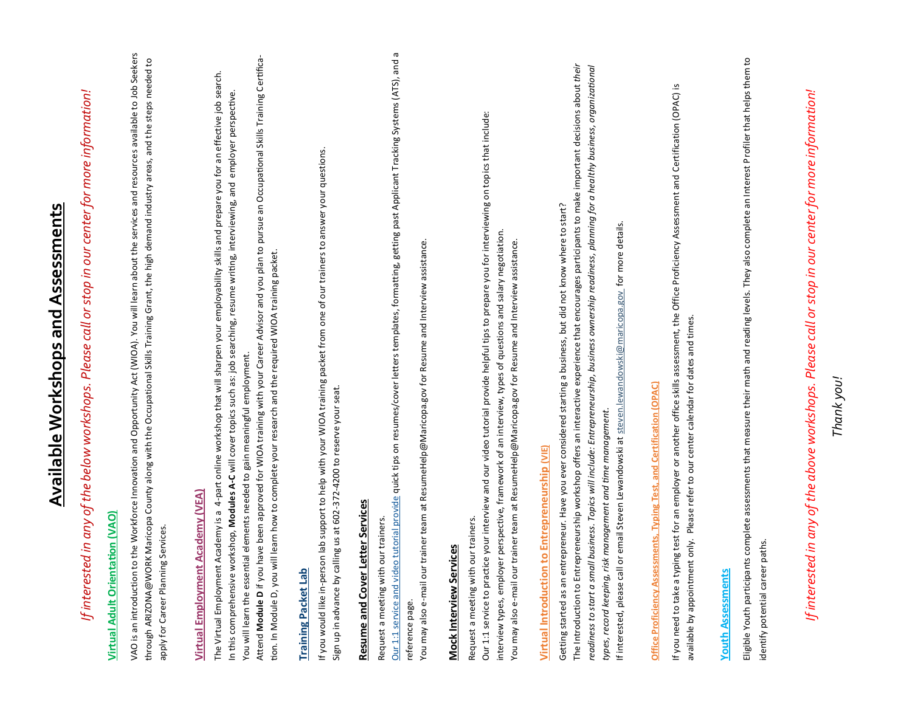# Available Workshops and Assessments

*If interested in any of the below workshops. Please call or stop in our center for more information!*

## Virtual Adult Orientation (VAO)

VAO is an introduction to the Workforce Innovation and Opportunity Act (WIOA). You will learn about the services and resources available to Job Seekers through ARIZONA@WORK Maricopa County along with the Occupational Skills Training Grant, the high demand industry areas, and the steps needed to apply for Career Planning Services.

## Virtual Employment Academy (VEA)

The Virtual Employment Academy is a 4-part online workshop that will sharpen your employability skills and prepare you for an effective job search. In this comprehensive workshop, **Modules A-C** will cover topics such as: job searching, resume writing, interviewing, and employer perspective. You will learn the essential elements needed to gain meaningful employment.

Attend **Module D** if you have been approved for WIOA training with your Career Advisor and you plan to pursue an Occupational Skills Training Certification. In Module D, you will learn how to complete your research and the required WIOA training packet.

## Training Packet Lab

If you would like in-person lab support to help with your WIOA training packet from one of our trainers to answer your questions. Sign up in advance by calling us at 602-372-4200 to reserve your seat.

## Resume and Cover Letter Services

Request a meeting with our trainers.

Our 1:1 service and video tutorial provide quick tips on resumes/cover letters templates, formatting, getting past Applicant Tracking Systems (ATS), and a reference page.

You may also e-mail our trainer team at ResumeHelp@Maricopa.gov for Resume and Interview assistance.

## Mock Interview Services

Request a meeting with our trainers.

Our 1:1 service to practice your interview and our video tutorial provide helpful tips to prepare you for interviewing on topics that include: interview types, employer perspective, framework of an interview, types of questions and salary negotiation.

You may also e-mail our trainer team at ResumeHelp@Maricopa.gov for Resume and Interview assistance.

## Virtual Introduction to Entrepreneurship (VIE)

Getting started as an entrepreneur. Have you ever considered starting a business, but did not know where to start?

The Introduction to Entrepreneurship workshop offers an interactive experience that encourages participants to make important decisions about *their readiness to start a small business. Topics will include: Entrepreneurship, business ownership readiness, planning for a healthy business, organizational types, record keeping, risk management and time management.*

If interested, please call or email Steven Lewandowski at steven.lewandowski@maricopa.gov for more details.

## Office Proficiency Assessments, Typing Test, and Certification (OPAC)

If you need to take a typing test for an employer or another office skills assessment, the Office Proficiency Assessment and Certification (OPAC) is available by appointment only. Please refer to our center calendar for dates and times.

## Youth Assessments

Eligible Youth participants complete assessments that measure their math and reading levels. They also complete an Interest Profiler that helps them to identify potential career paths.

*If interested in any of the above workshops. Please call or stop in our center for more information!*

*Thank you!*